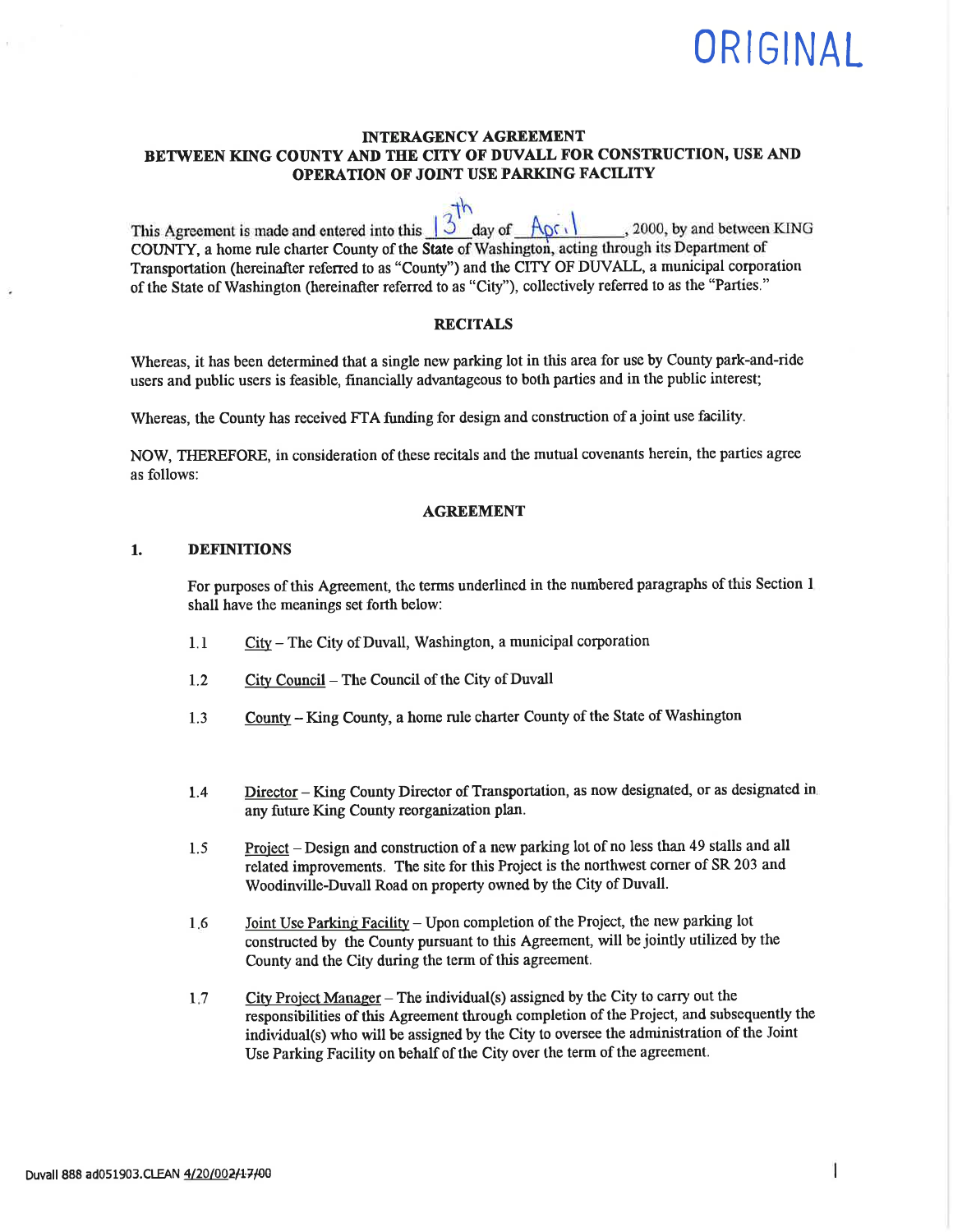ORIGINAL

**INTERAGENCY AGREEMENT**
**BETWEEN KING COUNTY AND THE CITY OF DUVALL FOR CONSTRUCTION, USE AND OPERATION OF JOINT USE PARKING FACILITY**

This Agreement is made and entered into this 13th day of April, 2000, by and between KING COUNTY, a home rule charter County of the State of Washington, acting through its Department of Transportation (hereinafter referred to as "County") and the CITY OF DUVALL, a municipal corporation of the State of Washington (hereinafter referred to as "City"), collectively referred to as the "Parties."

**RECITALS**

Whereas, it has been determined that a single new parking lot in this area for use by County park-and-ride users and public users is feasible, financially advantageous to both parties and in the public interest;

Whereas, the County has received FTA funding for design and construction of a joint use facility.

NOW, THEREFORE, in consideration of these recitals and the mutual covenants herein, the parties agree as follows:

**AGREEMENT**

## 1. DEFINITIONS

For purposes of this Agreement, the terms underlined in the numbered paragraphs of this Section 1 shall have the meanings set forth below:

1.1 City – The City of Duvall, Washington, a municipal corporation

1.2 City Council – The Council of the City of Duvall

1.3 County – King County, a home rule charter County of the State of Washington

1.4 Director – King County Director of Transportation, as now designated, or as designated in any future King County reorganization plan.

1.5 Project – Design and construction of a new parking lot of no less than 49 stalls and all related improvements. The site for this Project is the northwest corner of SR 203 and Woodinville-Duvall Road on property owned by the City of Duvall.

1.6 Joint Use Parking Facility – Upon completion of the Project, the new parking lot constructed by the County pursuant to this Agreement, will be jointly utilized by the County and the City during the term of this agreement.

1.7 City Project Manager – The individual(s) assigned by the City to carry out the responsibilities of this Agreement through completion of the Project, and subsequently the individual(s) who will be assigned by the City to oversee the administration of the Joint Use Parking Facility on behalf of the City over the term of the agreement.

Duvall 888 ad051903.CLEAN 4/20/00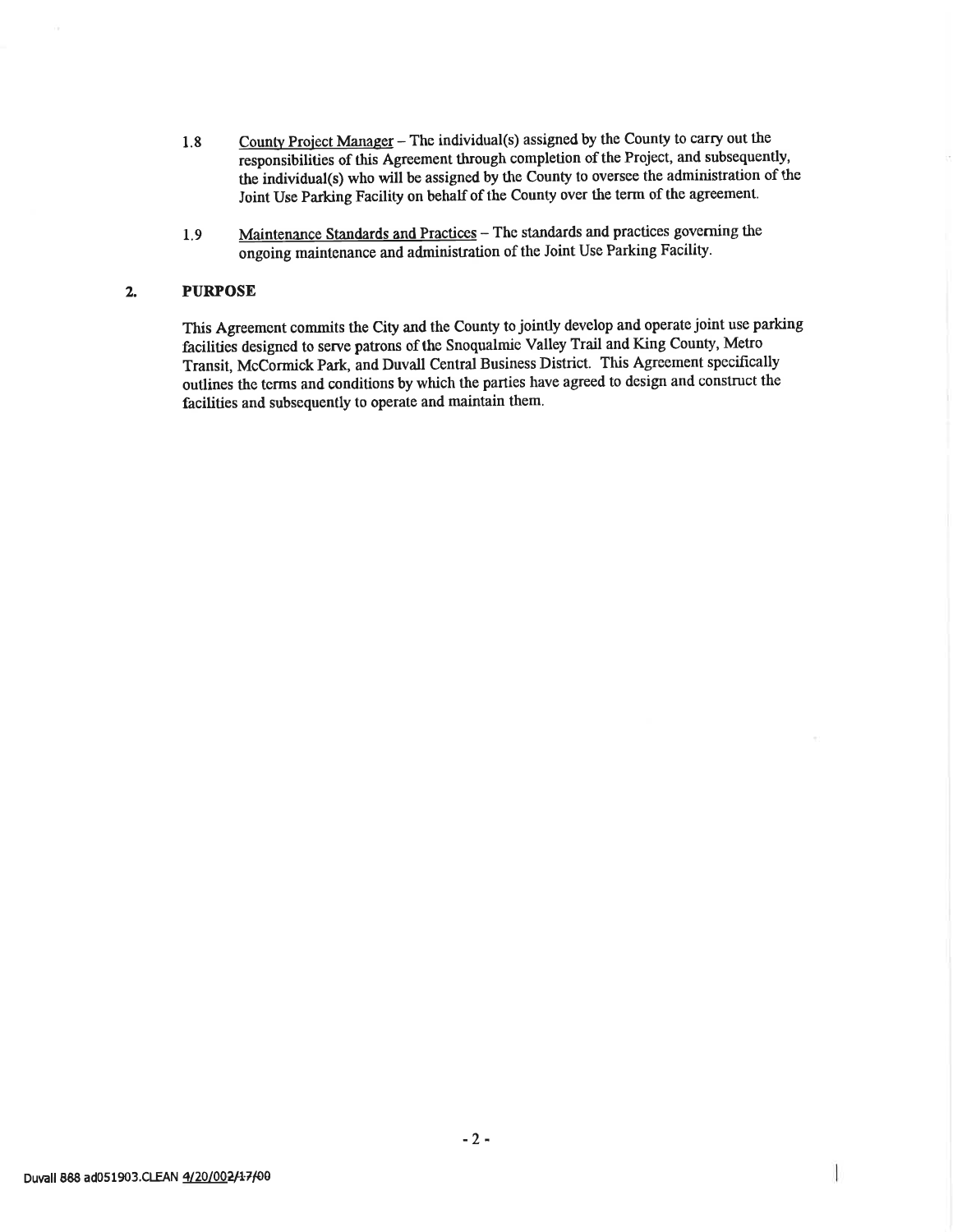1.8 <u>County Project Manager</u> – The individual(s) assigned by the County to carry out the responsibilities of this Agreement through completion of the Project, and subsequently, the individual(s) who will be assigned by the County to oversee the administration of the Joint Use Parking Facility on behalf of the County over the term of the agreement.

1.9 <u>Maintenance Standards and Practices</u> – The standards and practices governing the ongoing maintenance and administration of the Joint Use Parking Facility.

## 2. PURPOSE

This Agreement commits the City and the County to jointly develop and operate joint use parking facilities designed to serve patrons of the Snoqualmie Valley Trail and King County, Metro Transit, McCormick Park, and Duvall Central Business District. This Agreement specifically outlines the terms and conditions by which the parties have agreed to design and construct the facilities and subsequently to operate and maintain them.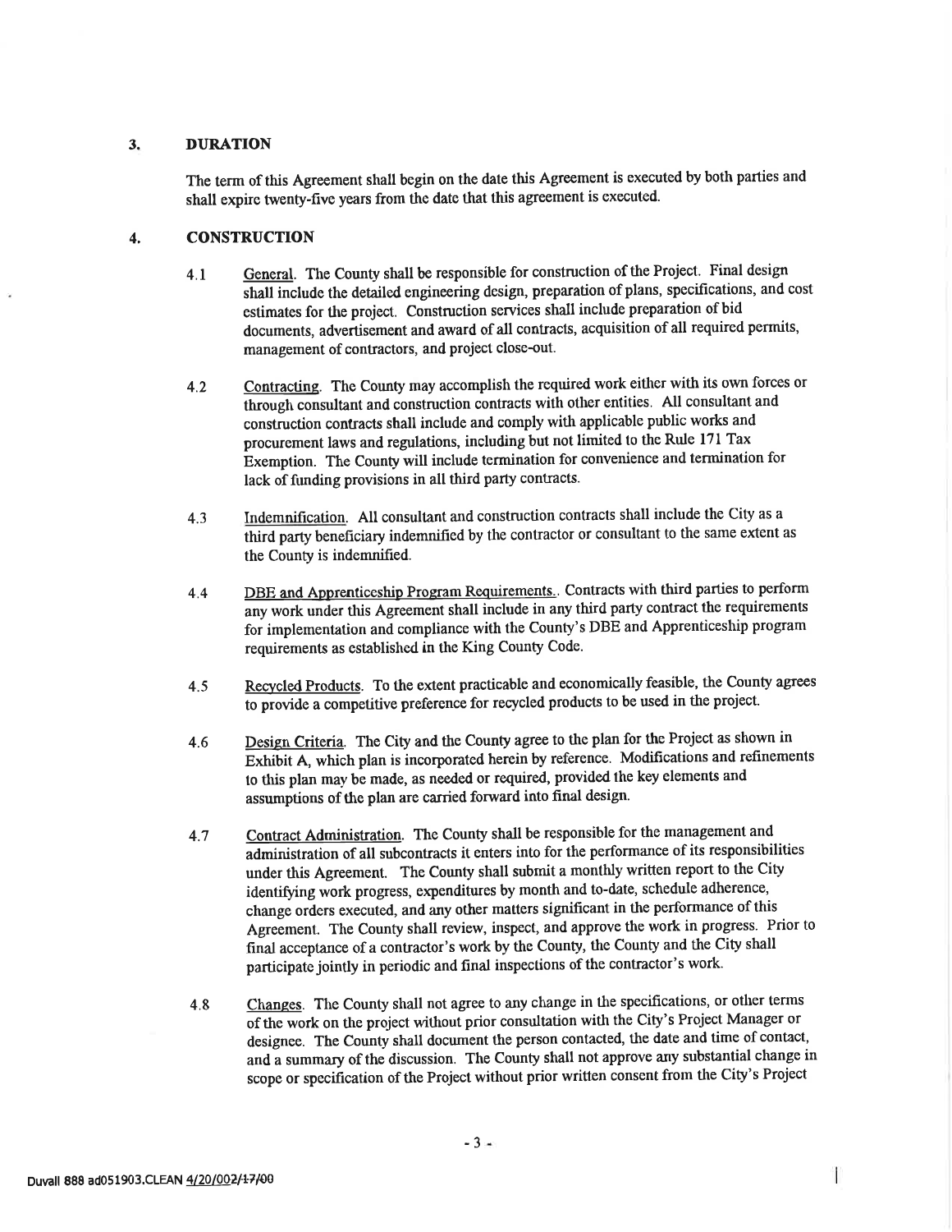## 3. DURATION

The term of this Agreement shall begin on the date this Agreement is executed by both parties and shall expire twenty-five years from the date that this agreement is executed.

## 4. CONSTRUCTION

4.1 General. The County shall be responsible for construction of the Project. Final design shall include the detailed engineering design, preparation of plans, specifications, and cost estimates for the project. Construction services shall include preparation of bid documents, advertisement and award of all contracts, acquisition of all required permits, management of contractors, and project close-out.

4.2 Contracting. The County may accomplish the required work either with its own forces or through consultant and construction contracts with other entities. All consultant and construction contracts shall include and comply with applicable public works and procurement laws and regulations, including but not limited to the Rule 171 Tax Exemption. The County will include termination for convenience and termination for lack of funding provisions in all third party contracts.

4.3 Indemnification. All consultant and construction contracts shall include the City as a third party beneficiary indemnified by the contractor or consultant to the same extent as the County is indemnified.

4.4 DBE and Apprenticeship Program Requirements.. Contracts with third parties to perform any work under this Agreement shall include in any third party contract the requirements for implementation and compliance with the County's DBE and Apprenticeship program requirements as established in the King County Code.

4.5 Recycled Products. To the extent practicable and economically feasible, the County agrees to provide a competitive preference for recycled products to be used in the project.

4.6 Design Criteria. The City and the County agree to the plan for the Project as shown in Exhibit A, which plan is incorporated herein by reference. Modifications and refinements to this plan may be made, as needed or required, provided the key elements and assumptions of the plan are carried forward into final design.

4.7 Contract Administration. The County shall be responsible for the management and administration of all subcontracts it enters into for the performance of its responsibilities under this Agreement. The County shall submit a monthly written report to the City identifying work progress, expenditures by month and to-date, schedule adherence, change orders executed, and any other matters significant in the performance of this Agreement. The County shall review, inspect, and approve the work in progress. Prior to final acceptance of a contractor's work by the County, the County and the City shall participate jointly in periodic and final inspections of the contractor's work.

4.8 Changes. The County shall not agree to any change in the specifications, or other terms of the work on the project without prior consultation with the City's Project Manager or designee. The County shall document the person contacted, the date and time of contact, and a summary of the discussion. The County shall not approve any substantial change in scope or specification of the Project without prior written consent from the City's Project

Duvall 888 ad051903.CLEAN 4/20/002/17/00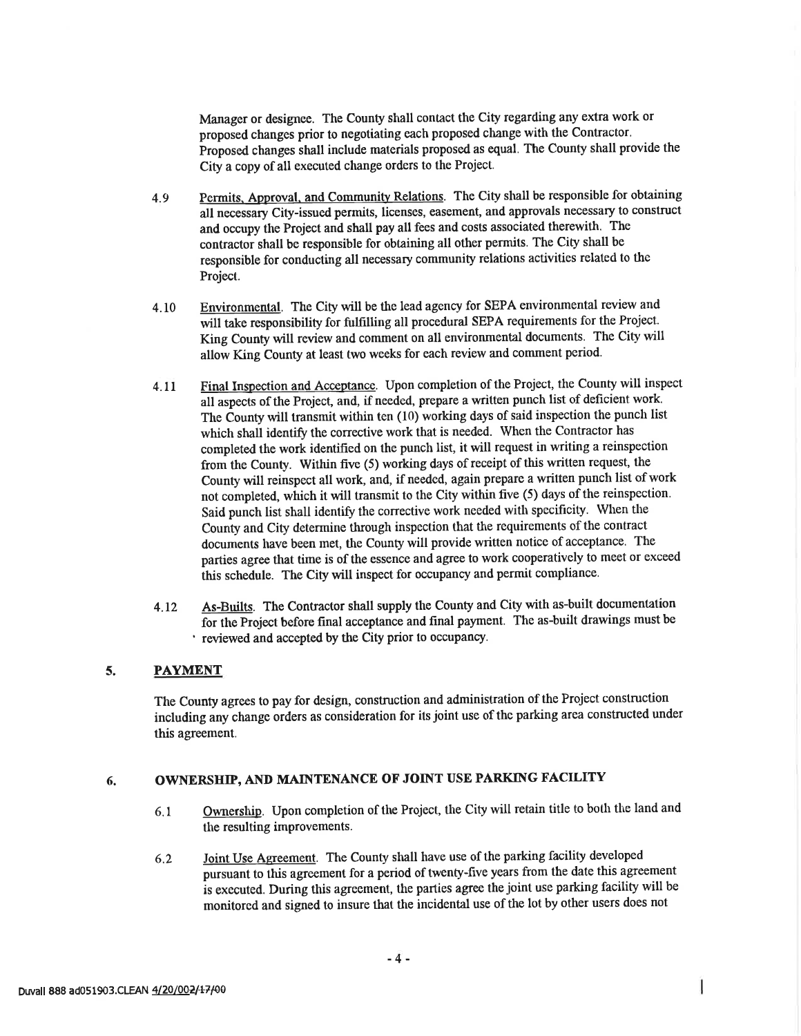Manager or designee. The County shall contact the City regarding any extra work or proposed changes prior to negotiating each proposed change with the Contractor. Proposed changes shall include materials proposed as equal. The County shall provide the City a copy of all executed change orders to the Project.

4.9 Permits, Approval, and Community Relations. The City shall be responsible for obtaining all necessary City-issued permits, licenses, easement, and approvals necessary to construct and occupy the Project and shall pay all fees and costs associated therewith. The contractor shall be responsible for obtaining all other permits. The City shall be responsible for conducting all necessary community relations activities related to the Project.

4.10 Environmental. The City will be the lead agency for SEPA environmental review and will take responsibility for fulfilling all procedural SEPA requirements for the Project. King County will review and comment on all environmental documents. The City will allow King County at least two weeks for each review and comment period.

4.11 Final Inspection and Acceptance. Upon completion of the Project, the County will inspect all aspects of the Project, and, if needed, prepare a written punch list of deficient work. The County will transmit within ten (10) working days of said inspection the punch list which shall identify the corrective work that is needed. When the Contractor has completed the work identified on the punch list, it will request in writing a reinspection from the County. Within five (5) working days of receipt of this written request, the County will reinspect all work, and, if needed, again prepare a written punch list of work not completed, which it will transmit to the City within five (5) days of the reinspection. Said punch list shall identify the corrective work needed with specificity. When the County and City determine through inspection that the requirements of the contract documents have been met, the County will provide written notice of acceptance. The parties agree that time is of the essence and agree to work cooperatively to meet or exceed this schedule. The City will inspect for occupancy and permit compliance.

4.12 As-Builts. The Contractor shall supply the County and City with as-built documentation for the Project before final acceptance and final payment. The as-built drawings must be reviewed and accepted by the City prior to occupancy.

## 5. PAYMENT

The County agrees to pay for design, construction and administration of the Project construction including any change orders as consideration for its joint use of the parking area constructed under this agreement.

## 6. OWNERSHIP, AND MAINTENANCE OF JOINT USE PARKING FACILITY

6.1 Ownership. Upon completion of the Project, the City will retain title to both the land and the resulting improvements.

6.2 Joint Use Agreement. The County shall have use of the parking facility developed pursuant to this agreement for a period of twenty-five years from the date this agreement is executed. During this agreement, the parties agree the joint use parking facility will be monitored and signed to insure that the incidental use of the lot by other users does not

Duvall 888 ad051903.CLEAN 4/20/002/17/00